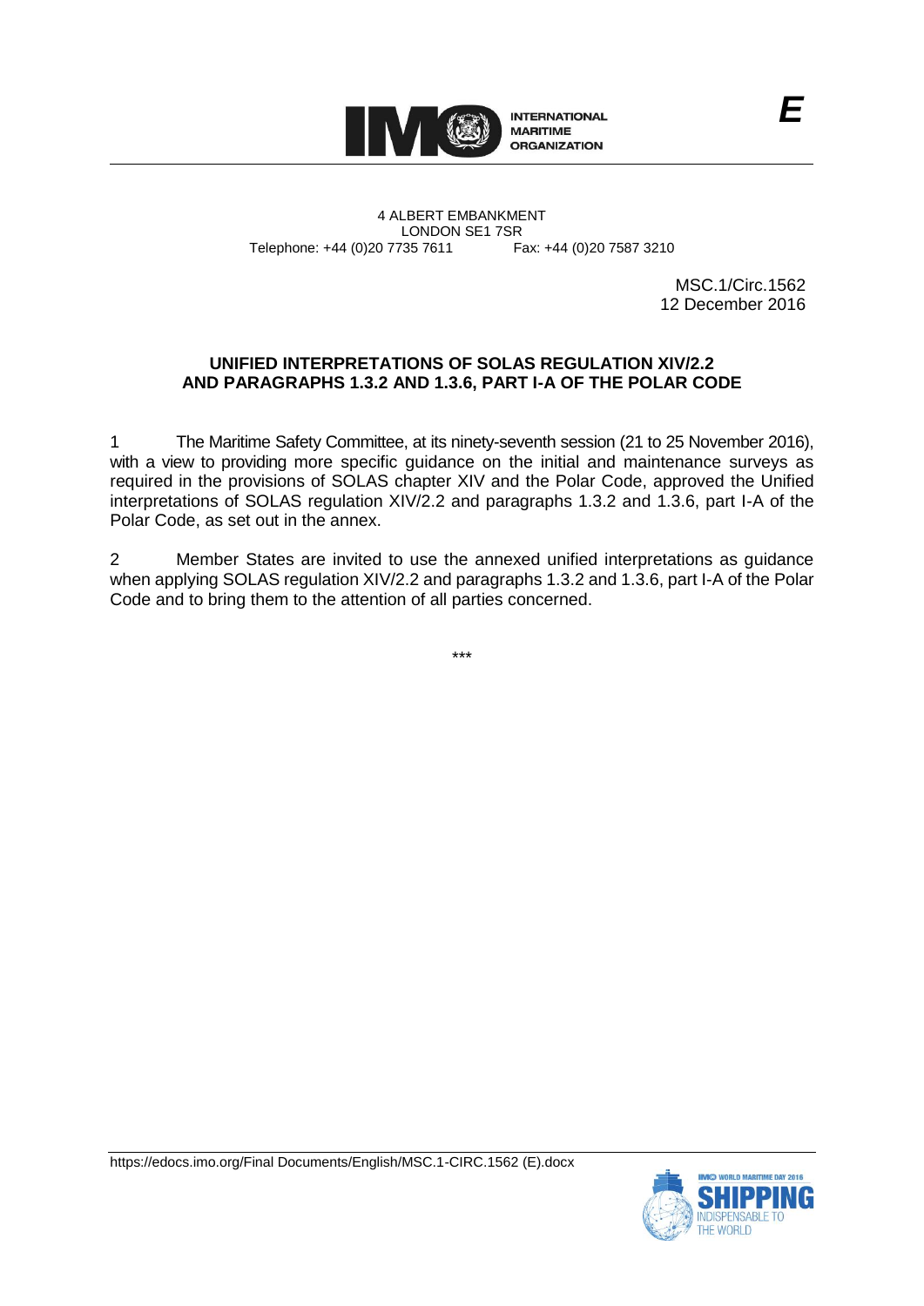INTERNATIONAL MARITIME ORGANIZATION

E

4 ALBERT EMBANKMENT
LONDON SE1 7SR
Telephone: +44 (0)20 7735 7611 Fax: +44 (0)20 7587 3210

MSC.1/Circ.1562
12 December 2016

**UNIFIED INTERPRETATIONS OF SOLAS REGULATION XIV/2.2 AND PARAGRAPHS 1.3.2 AND 1.3.6, PART I-A OF THE POLAR CODE**

1 The Maritime Safety Committee, at its ninety-seventh session (21 to 25 November 2016), with a view to providing more specific guidance on the initial and maintenance surveys as required in the provisions of SOLAS chapter XIV and the Polar Code, approved the Unified interpretations of SOLAS regulation XIV/2.2 and paragraphs 1.3.2 and 1.3.6, part I-A of the Polar Code, as set out in the annex.

2 Member States are invited to use the annexed unified interpretations as guidance when applying SOLAS regulation XIV/2.2 and paragraphs 1.3.2 and 1.3.6, part I-A of the Polar Code and to bring them to the attention of all parties concerned.

\*\*\*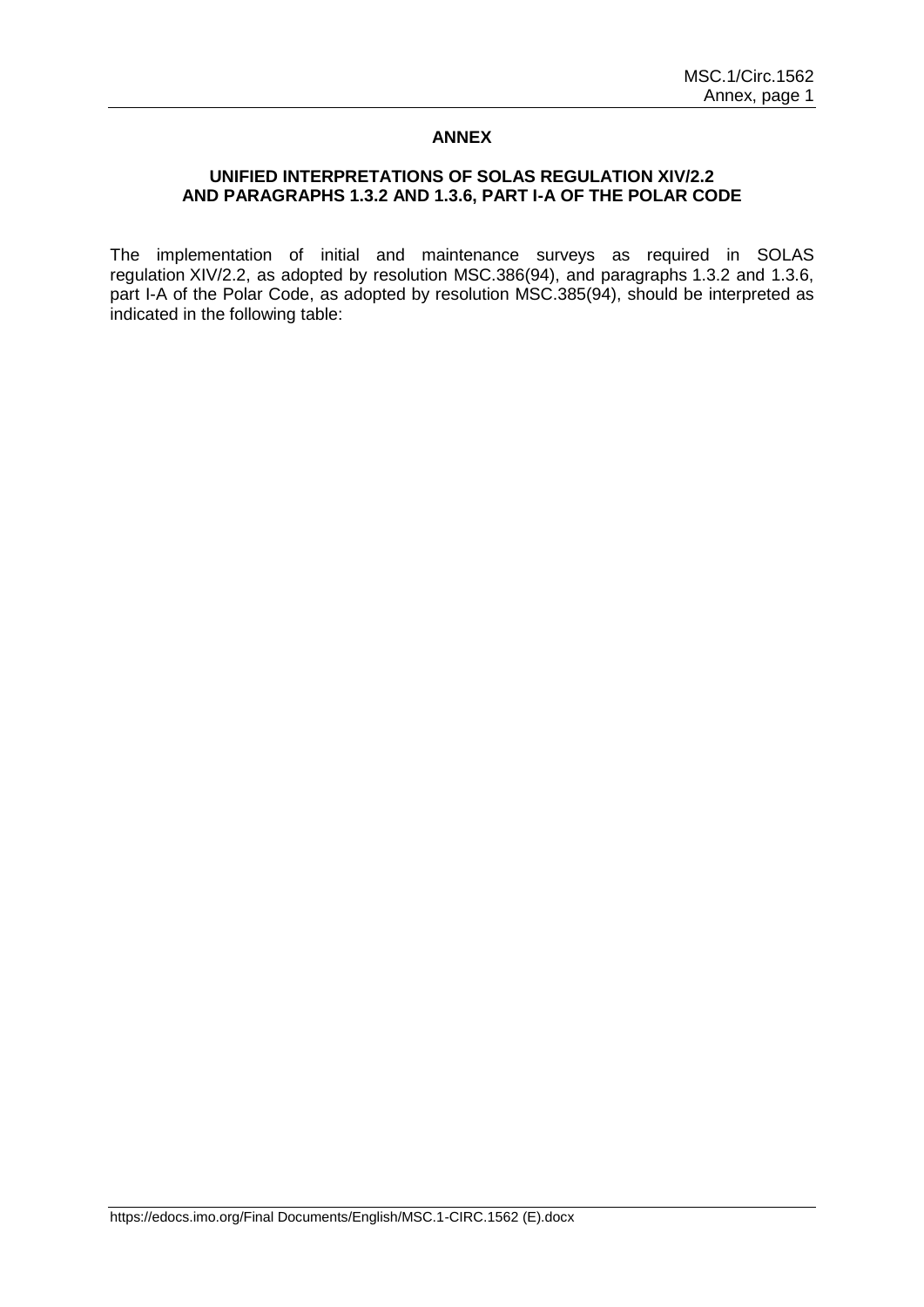## ANNEX

### UNIFIED INTERPRETATIONS OF SOLAS REGULATION XIV/2.2 AND PARAGRAPHS 1.3.2 AND 1.3.6, PART I-A OF THE POLAR CODE

The implementation of initial and maintenance surveys as required in SOLAS regulation XIV/2.2, as adopted by resolution MSC.386(94), and paragraphs 1.3.2 and 1.3.6, part I-A of the Polar Code, as adopted by resolution MSC.385(94), should be interpreted as indicated in the following table: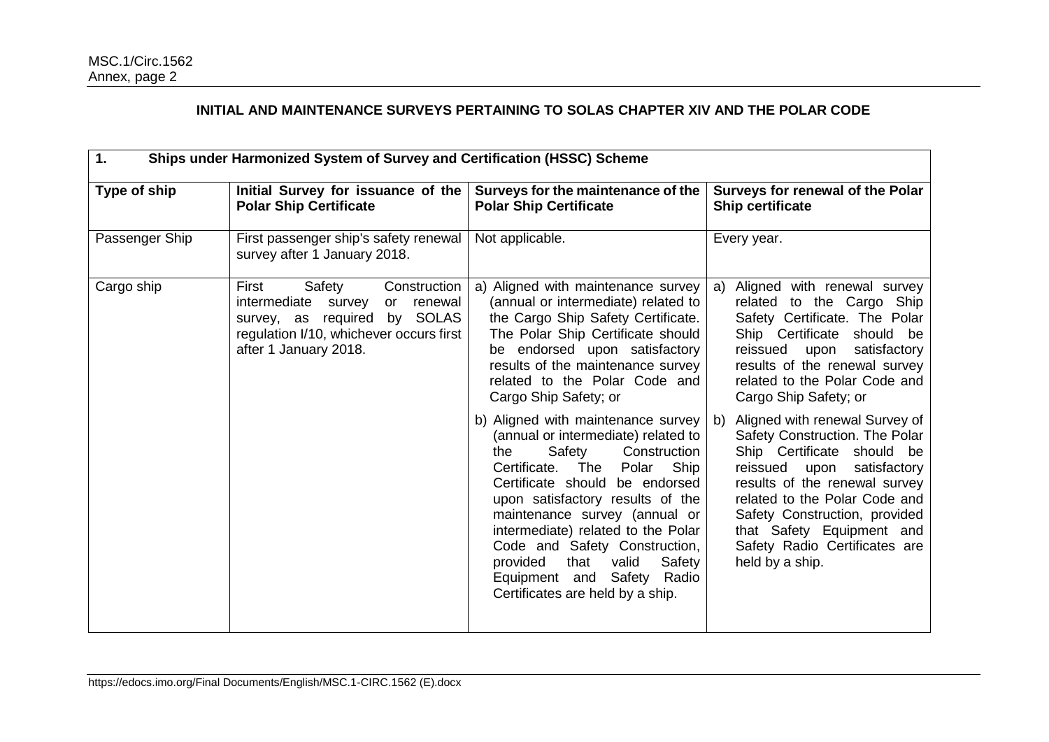## INITIAL AND MAINTENANCE SURVEYS PERTAINING TO SOLAS CHAPTER XIV AND THE POLAR CODE

| **1. Ships under Harmonized System of Survey and Certification (HSSC) Scheme** | | | |
|---|---|---|---|
| **Type of ship** | **Initial Survey for issuance of the Polar Ship Certificate** | **Surveys for the maintenance of the Polar Ship Certificate** | **Surveys for renewal of the Polar Ship certificate** |
| Passenger Ship | First passenger ship's safety renewal survey after 1 January 2018. | Not applicable. | Every year. |
| Cargo ship | First Safety Construction intermediate survey or renewal survey, as required by SOLAS regulation I/10, whichever occurs first after 1 January 2018. | a) Aligned with maintenance survey (annual or intermediate) related to the Cargo Ship Safety Certificate. The Polar Ship Certificate should be endorsed upon satisfactory results of the maintenance survey related to the Polar Code and Cargo Ship Safety; or<br><br>b) Aligned with maintenance survey (annual or intermediate) related to the Safety Construction Certificate. The Polar Ship Certificate should be endorsed upon satisfactory results of the maintenance survey (annual or intermediate) related to the Polar Code and Safety Construction, provided that valid Safety Equipment and Safety Radio Certificates are held by a ship. | a) Aligned with renewal survey related to the Cargo Ship Safety Certificate. The Polar Ship Certificate should be reissued upon satisfactory results of the renewal survey related to the Polar Code and Cargo Ship Safety; or<br><br>b) Aligned with renewal Survey of Safety Construction. The Polar Ship Certificate should be reissued upon satisfactory results of the renewal survey related to the Polar Code and Safety Construction, provided that Safety Equipment and Safety Radio Certificates are held by a ship. |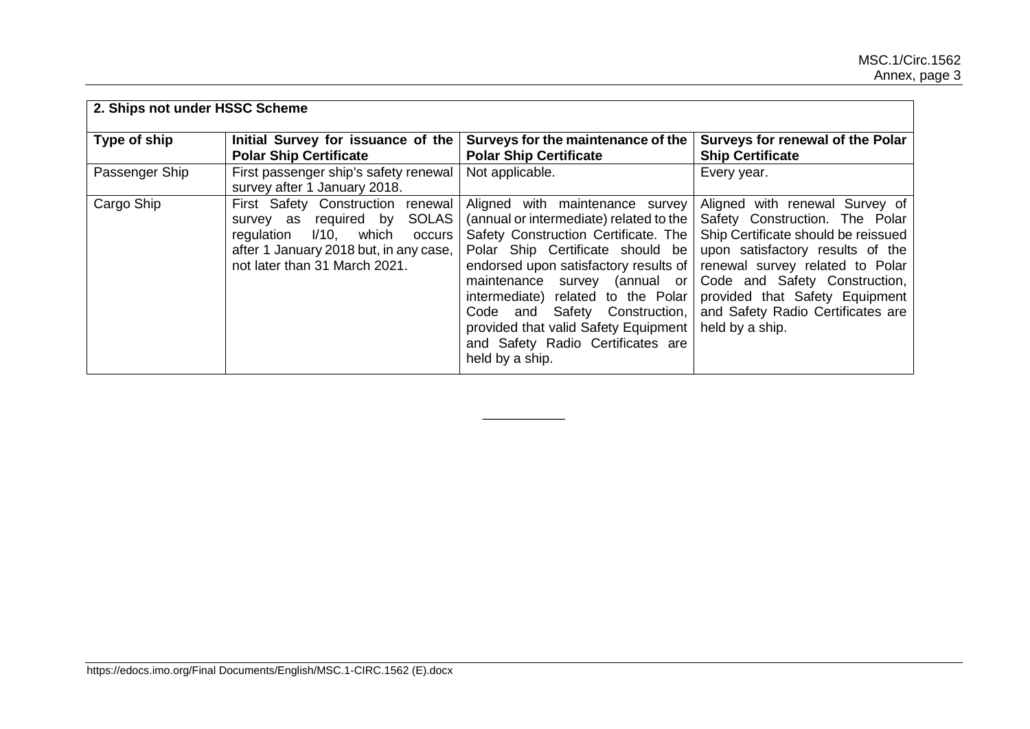| 2. Ships not under HSSC Scheme | | | |
|---|---|---|---|
| **Type of ship** | **Initial Survey for issuance of the Polar Ship Certificate** | **Surveys for the maintenance of the Polar Ship Certificate** | **Surveys for renewal of the Polar Ship Certificate** |
| Passenger Ship | First passenger ship's safety renewal survey after 1 January 2018. | Not applicable. | Every year. |
| Cargo Ship | First Safety Construction renewal survey as required by SOLAS regulation I/10, which occurs after 1 January 2018 but, in any case, not later than 31 March 2021. | Aligned with maintenance survey (annual or intermediate) related to the Safety Construction Certificate. The Polar Ship Certificate should be endorsed upon satisfactory results of maintenance survey (annual or intermediate) related to the Polar Code and Safety Construction, provided that valid Safety Equipment and Safety Radio Certificates are held by a ship. | Aligned with renewal Survey of Safety Construction. The Polar Ship Certificate should be reissued upon satisfactory results of the renewal survey related to Polar Code and Safety Construction, provided that Safety Equipment and Safety Radio Certificates are held by a ship. |

___________